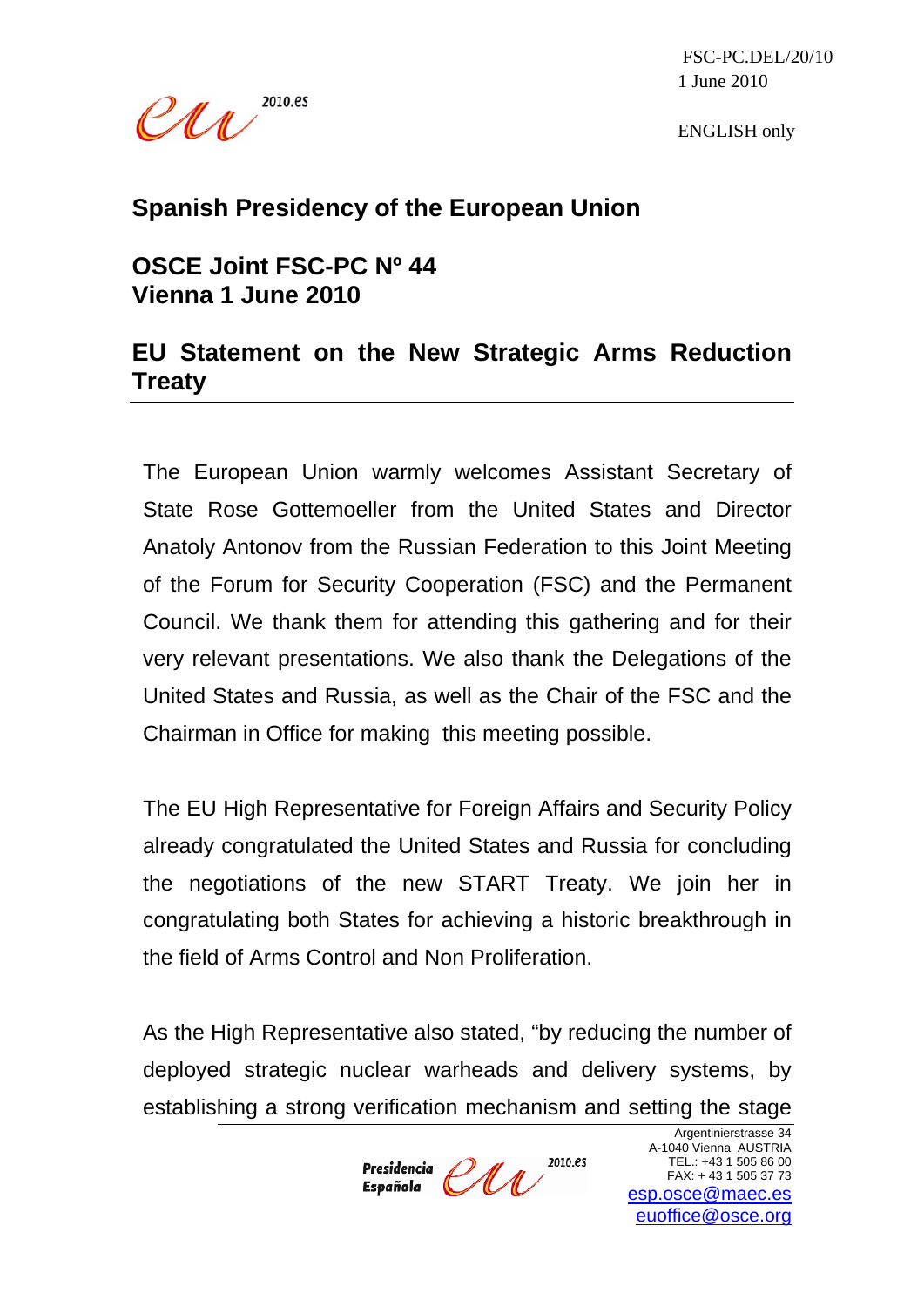FSC-PC.DEL/20/10
1 June 2010

ENGLISH only

## Spanish Presidency of the European Union

## OSCE Joint FSC-PC Nº 44
## Vienna 1 June 2010

## EU Statement on the New Strategic Arms Reduction Treaty

The European Union warmly welcomes Assistant Secretary of State Rose Gottemoeller from the United States and Director Anatoly Antonov from the Russian Federation to this Joint Meeting of the Forum for Security Cooperation (FSC) and the Permanent Council. We thank them for attending this gathering and for their very relevant presentations. We also thank the Delegations of the United States and Russia, as well as the Chair of the FSC and the Chairman in Office for making this meeting possible.

The EU High Representative for Foreign Affairs and Security Policy already congratulated the United States and Russia for concluding the negotiations of the new START Treaty. We join her in congratulating both States for achieving a historic breakthrough in the field of Arms Control and Non Proliferation.

As the High Representative also stated, "by reducing the number of deployed strategic nuclear warheads and delivery systems, by establishing a strong verification mechanism and setting the stage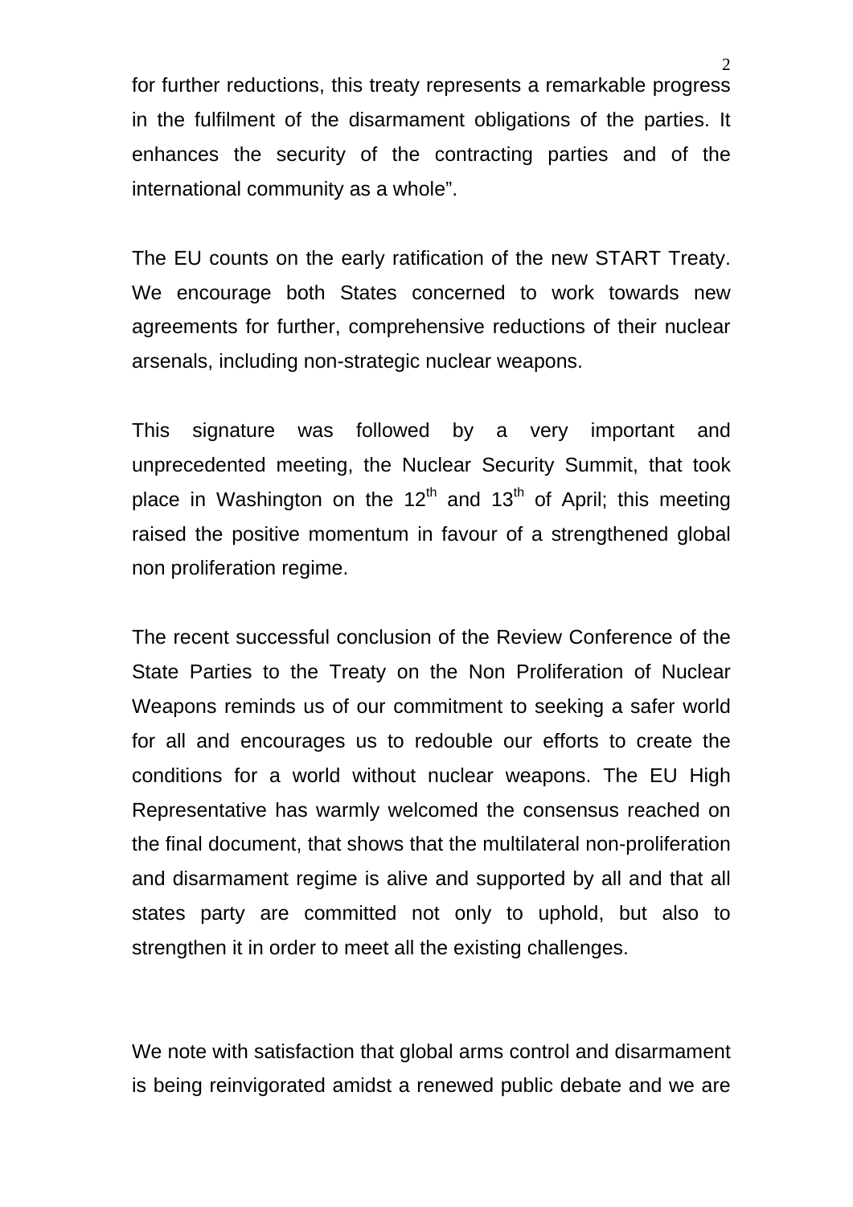for further reductions, this treaty represents a remarkable progress in the fulfilment of the disarmament obligations of the parties. It enhances the security of the contracting parties and of the international community as a whole".

The EU counts on the early ratification of the new START Treaty. We encourage both States concerned to work towards new agreements for further, comprehensive reductions of their nuclear arsenals, including non-strategic nuclear weapons.

This signature was followed by a very important and unprecedented meeting, the Nuclear Security Summit, that took place in Washington on the 12th and 13th of April; this meeting raised the positive momentum in favour of a strengthened global non proliferation regime.

The recent successful conclusion of the Review Conference of the State Parties to the Treaty on the Non Proliferation of Nuclear Weapons reminds us of our commitment to seeking a safer world for all and encourages us to redouble our efforts to create the conditions for a world without nuclear weapons. The EU High Representative has warmly welcomed the consensus reached on the final document, that shows that the multilateral non-proliferation and disarmament regime is alive and supported by all and that all states party are committed not only to uphold, but also to strengthen it in order to meet all the existing challenges.

We note with satisfaction that global arms control and disarmament is being reinvigorated amidst a renewed public debate and we are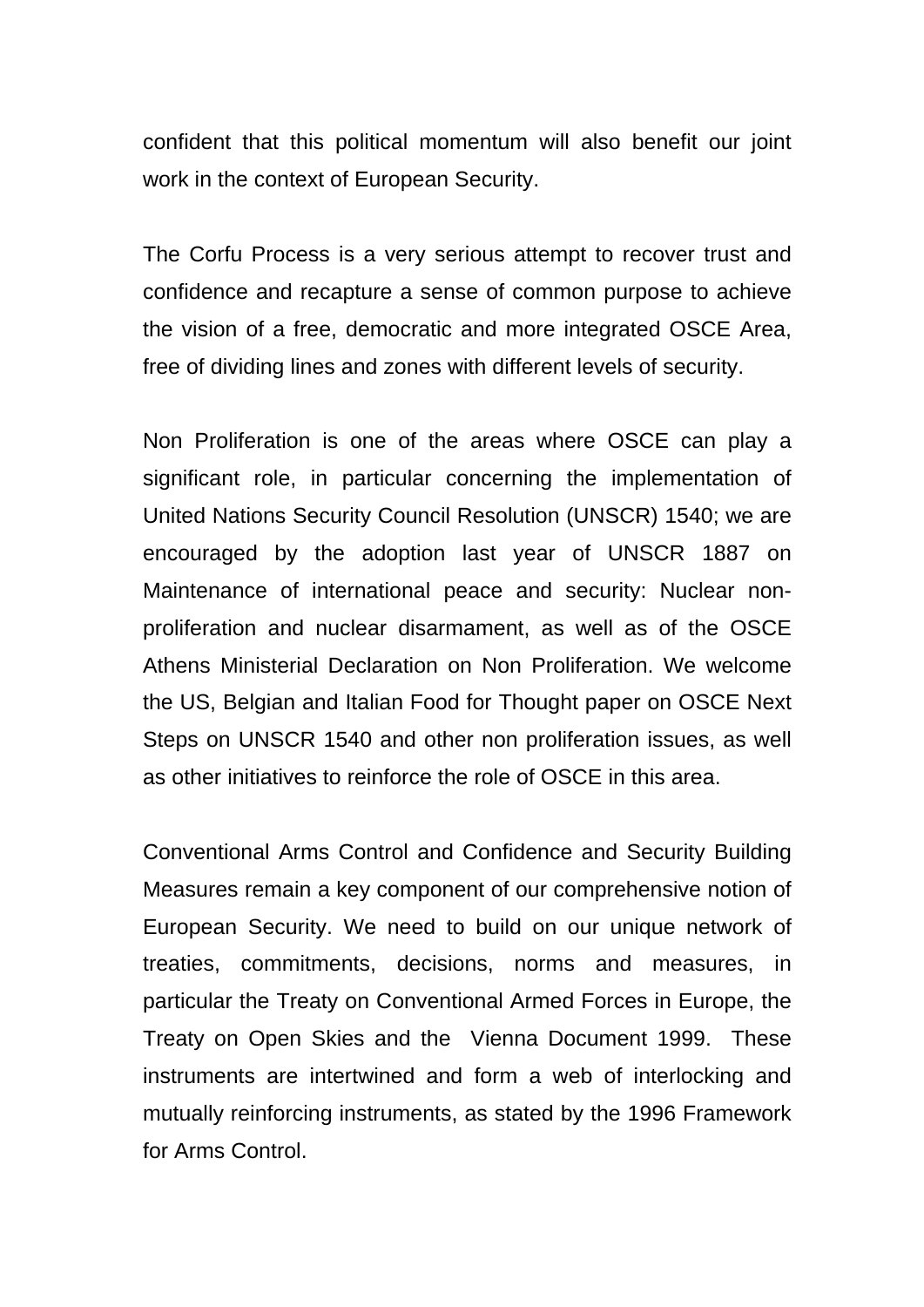confident that this political momentum will also benefit our joint work in the context of European Security.

The Corfu Process is a very serious attempt to recover trust and confidence and recapture a sense of common purpose to achieve the vision of a free, democratic and more integrated OSCE Area, free of dividing lines and zones with different levels of security.

Non Proliferation is one of the areas where OSCE can play a significant role, in particular concerning the implementation of United Nations Security Council Resolution (UNSCR) 1540; we are encouraged by the adoption last year of UNSCR 1887 on Maintenance of international peace and security: Nuclear non-proliferation and nuclear disarmament, as well as of the OSCE Athens Ministerial Declaration on Non Proliferation. We welcome the US, Belgian and Italian Food for Thought paper on OSCE Next Steps on UNSCR 1540 and other non proliferation issues, as well as other initiatives to reinforce the role of OSCE in this area.

Conventional Arms Control and Confidence and Security Building Measures remain a key component of our comprehensive notion of European Security. We need to build on our unique network of treaties, commitments, decisions, norms and measures, in particular the Treaty on Conventional Armed Forces in Europe, the Treaty on Open Skies and the Vienna Document 1999. These instruments are intertwined and form a web of interlocking and mutually reinforcing instruments, as stated by the 1996 Framework for Arms Control.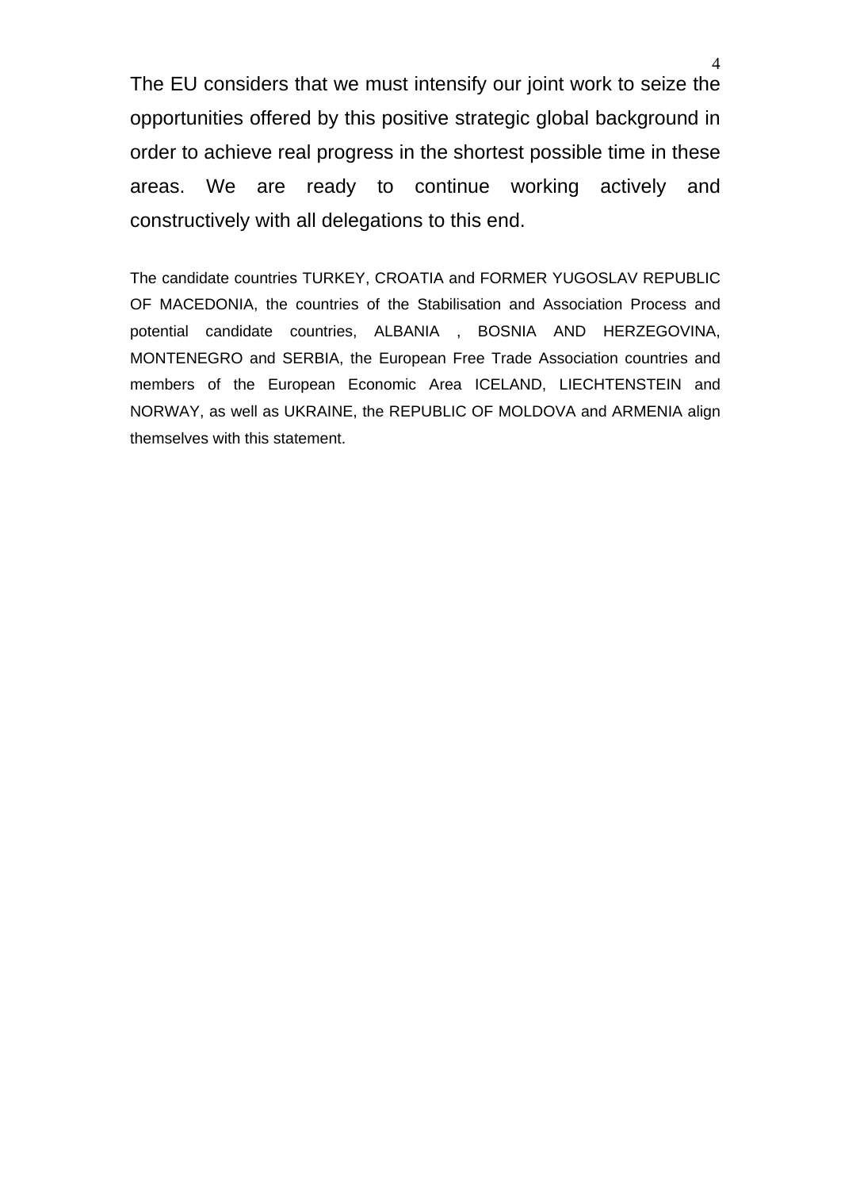The EU considers that we must intensify our joint work to seize the opportunities offered by this positive strategic global background in order to achieve real progress in the shortest possible time in these areas. We are ready to continue working actively and constructively with all delegations to this end.

The candidate countries TURKEY, CROATIA and FORMER YUGOSLAV REPUBLIC OF MACEDONIA, the countries of the Stabilisation and Association Process and potential candidate countries, ALBANIA , BOSNIA AND HERZEGOVINA, MONTENEGRO and SERBIA, the European Free Trade Association countries and members of the European Economic Area ICELAND, LIECHTENSTEIN and NORWAY, as well as UKRAINE, the REPUBLIC OF MOLDOVA and ARMENIA align themselves with this statement.